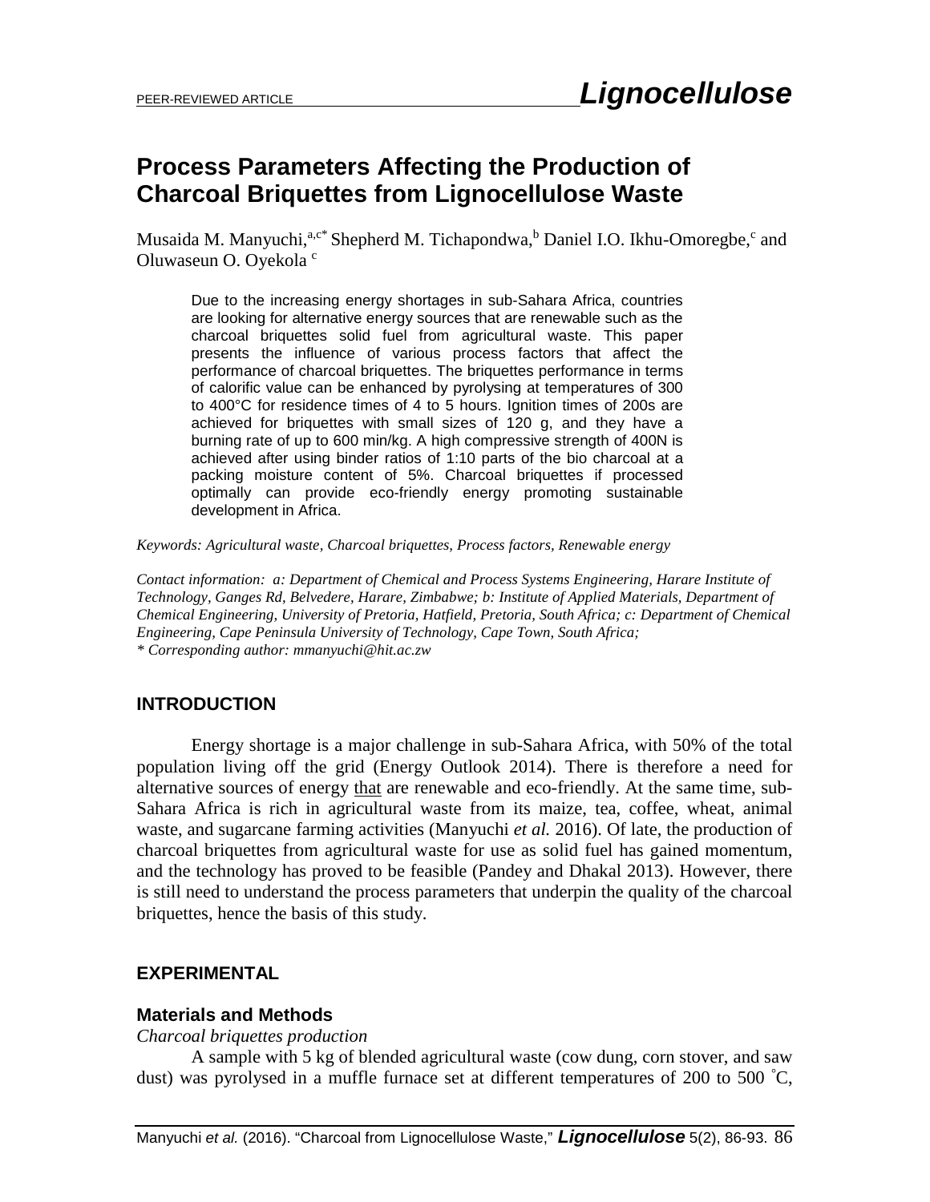# Process Parameters Affecting the Production of Charcoal Briquettes from Lignocellulose Waste

Musaida M. Manyuchi,[a,c*] Shepherd M. Tichapondwa,[b] Daniel I.O. Ikhu-Omoregbe,[c] and Oluwaseun O. Oyekola [c]

Due to the increasing energy shortages in sub-Sahara Africa, countries are looking for alternative energy sources that are renewable such as the charcoal briquettes solid fuel from agricultural waste. This paper presents the influence of various process factors that affect the performance of charcoal briquettes. The briquettes performance in terms of calorific value can be enhanced by pyrolysing at temperatures of 300 to 400°C for residence times of 4 to 5 hours. Ignition times of 200s are achieved for briquettes with small sizes of 120 g, and they have a burning rate of up to 600 min/kg. A high compressive strength of 400N is achieved after using binder ratios of 1:10 parts of the bio charcoal at a packing moisture content of 5%. Charcoal briquettes if processed optimally can provide eco-friendly energy promoting sustainable development in Africa.

*Keywords: Agricultural waste, Charcoal briquettes, Process factors, Renewable energy*

*Contact information: a: Department of Chemical and Process Systems Engineering, Harare Institute of Technology, Ganges Rd, Belvedere, Harare, Zimbabwe; b: Institute of Applied Materials, Department of Chemical Engineering, University of Pretoria, Hatfield, Pretoria, South Africa; c: Department of Chemical Engineering, Cape Peninsula University of Technology, Cape Town, South Africa;*
*\* Corresponding author: mmanyuchi@hit.ac.zw*

## INTRODUCTION

Energy shortage is a major challenge in sub-Sahara Africa, with 50% of the total population living off the grid (Energy Outlook 2014). There is therefore a need for alternative sources of energy that are renewable and eco-friendly. At the same time, sub-Sahara Africa is rich in agricultural waste from its maize, tea, coffee, wheat, animal waste, and sugarcane farming activities (Manyuchi *et al.* 2016). Of late, the production of charcoal briquettes from agricultural waste for use as solid fuel has gained momentum, and the technology has proved to be feasible (Pandey and Dhakal 2013). However, there is still need to understand the process parameters that underpin the quality of the charcoal briquettes, hence the basis of this study.

## EXPERIMENTAL

### Materials and Methods

*Charcoal briquettes production*

A sample with 5 kg of blended agricultural waste (cow dung, corn stover, and saw dust) was pyrolysed in a muffle furnace set at different temperatures of 200 to 500 °C,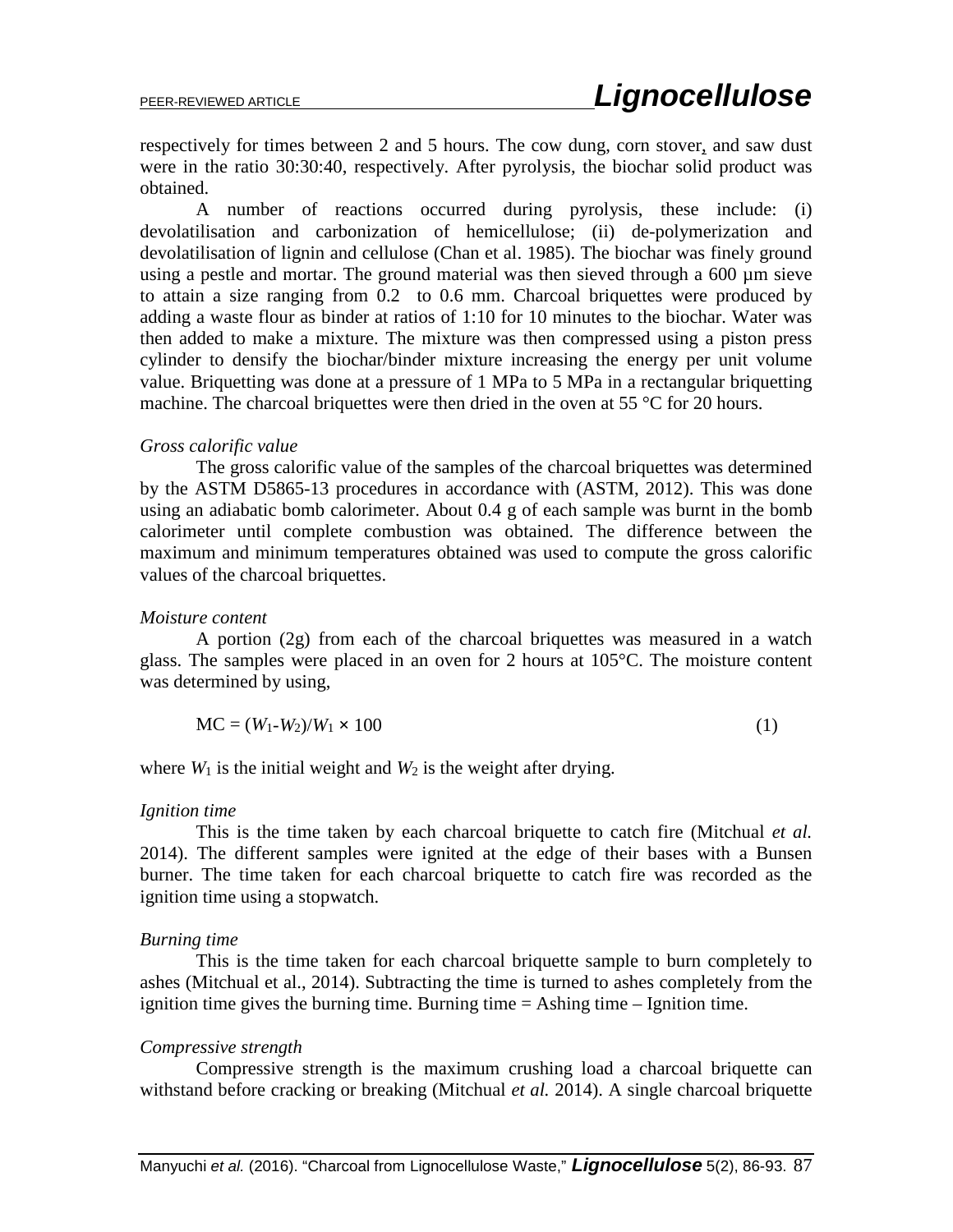respectively for times between 2 and 5 hours. The cow dung, corn stover, and saw dust were in the ratio 30:30:40, respectively. After pyrolysis, the biochar solid product was obtained.

A number of reactions occurred during pyrolysis, these include: (i) devolatilisation and carbonization of hemicellulose; (ii) de-polymerization and devolatilisation of lignin and cellulose (Chan et al. 1985). The biochar was finely ground using a pestle and mortar. The ground material was then sieved through a 600 µm sieve to attain a size ranging from 0.2 to 0.6 mm. Charcoal briquettes were produced by adding a waste flour as binder at ratios of 1:10 for 10 minutes to the biochar. Water was then added to make a mixture. The mixture was then compressed using a piston press cylinder to densify the biochar/binder mixture increasing the energy per unit volume value. Briquetting was done at a pressure of 1 MPa to 5 MPa in a rectangular briquetting machine. The charcoal briquettes were then dried in the oven at 55 °C for 20 hours.

*Gross calorific value*

The gross calorific value of the samples of the charcoal briquettes was determined by the ASTM D5865-13 procedures in accordance with (ASTM, 2012). This was done using an adiabatic bomb calorimeter. About 0.4 g of each sample was burnt in the bomb calorimeter until complete combustion was obtained. The difference between the maximum and minimum temperatures obtained was used to compute the gross calorific values of the charcoal briquettes.

*Moisture content*

A portion (2g) from each of the charcoal briquettes was measured in a watch glass. The samples were placed in an oven for 2 hours at 105°C. The moisture content was determined by using,

$$\mathrm{MC} = (W_1 - W_2)/W_1 \times 100 \tag{1}$$

where $W_1$ is the initial weight and $W_2$ is the weight after drying.

*Ignition time*

This is the time taken by each charcoal briquette to catch fire (Mitchual *et al.* 2014). The different samples were ignited at the edge of their bases with a Bunsen burner. The time taken for each charcoal briquette to catch fire was recorded as the ignition time using a stopwatch.

*Burning time*

This is the time taken for each charcoal briquette sample to burn completely to ashes (Mitchual et al., 2014). Subtracting the time is turned to ashes completely from the ignition time gives the burning time. Burning time = Ashing time – Ignition time.

*Compressive strength*

Compressive strength is the maximum crushing load a charcoal briquette can withstand before cracking or breaking (Mitchual *et al.* 2014). A single charcoal briquette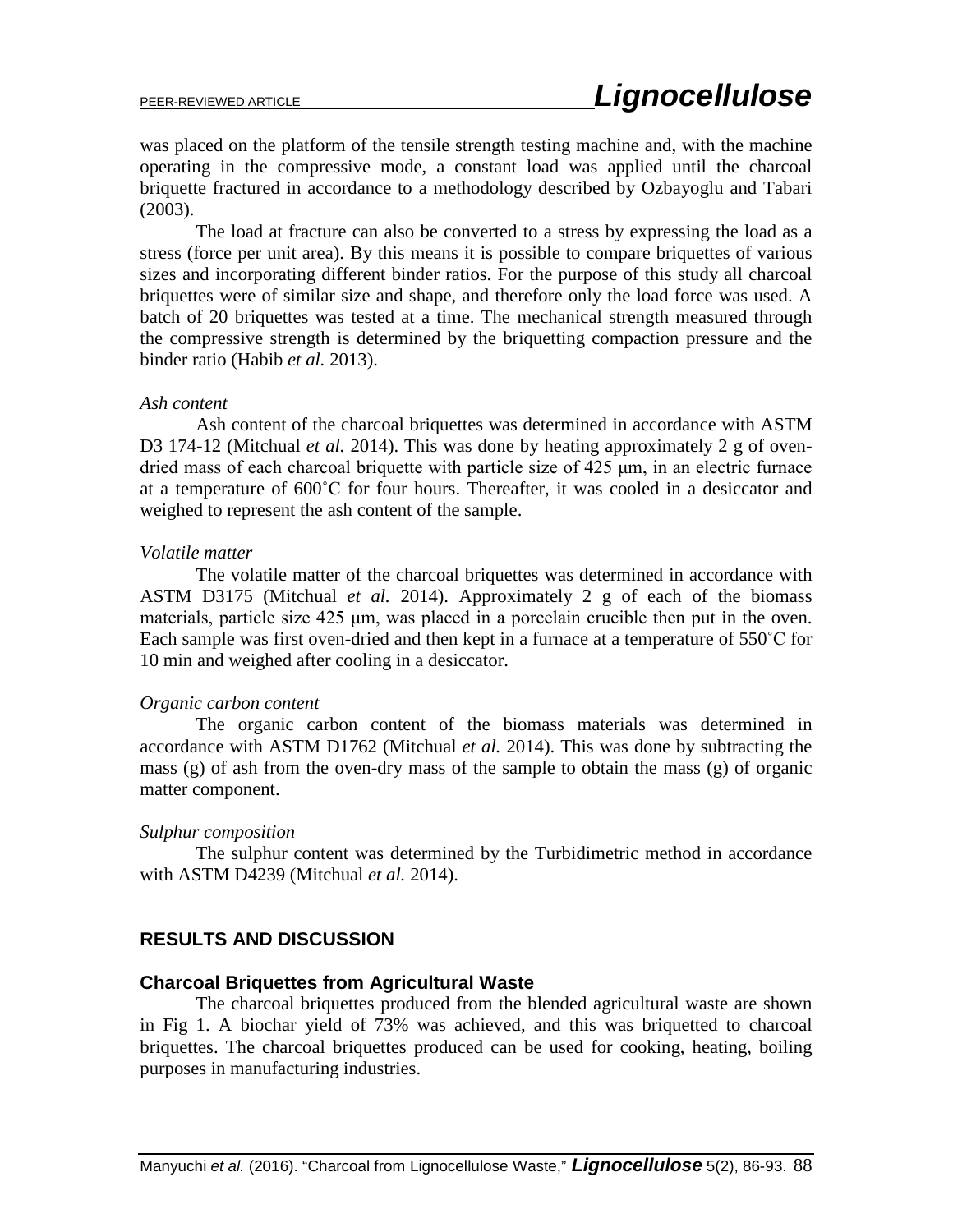was placed on the platform of the tensile strength testing machine and, with the machine operating in the compressive mode, a constant load was applied until the charcoal briquette fractured in accordance to a methodology described by Ozbayoglu and Tabari (2003).

The load at fracture can also be converted to a stress by expressing the load as a stress (force per unit area). By this means it is possible to compare briquettes of various sizes and incorporating different binder ratios. For the purpose of this study all charcoal briquettes were of similar size and shape, and therefore only the load force was used. A batch of 20 briquettes was tested at a time. The mechanical strength measured through the compressive strength is determined by the briquetting compaction pressure and the binder ratio (Habib *et al.* 2013).

*Ash content*

Ash content of the charcoal briquettes was determined in accordance with ASTM D3 174-12 (Mitchual *et al.* 2014). This was done by heating approximately 2 g of oven-dried mass of each charcoal briquette with particle size of 425 μm, in an electric furnace at a temperature of 600˚C for four hours. Thereafter, it was cooled in a desiccator and weighed to represent the ash content of the sample.

*Volatile matter*

The volatile matter of the charcoal briquettes was determined in accordance with ASTM D3175 (Mitchual *et al.* 2014). Approximately 2 g of each of the biomass materials, particle size 425 μm, was placed in a porcelain crucible then put in the oven. Each sample was first oven-dried and then kept in a furnace at a temperature of 550˚C for 10 min and weighed after cooling in a desiccator.

*Organic carbon content*

The organic carbon content of the biomass materials was determined in accordance with ASTM D1762 (Mitchual *et al.* 2014). This was done by subtracting the mass (g) of ash from the oven-dry mass of the sample to obtain the mass (g) of organic matter component.

*Sulphur composition*

The sulphur content was determined by the Turbidimetric method in accordance with ASTM D4239 (Mitchual *et al.* 2014).

## RESULTS AND DISCUSSION

### Charcoal Briquettes from Agricultural Waste

The charcoal briquettes produced from the blended agricultural waste are shown in Fig 1. A biochar yield of 73% was achieved, and this was briquetted to charcoal briquettes. The charcoal briquettes produced can be used for cooking, heating, boiling purposes in manufacturing industries.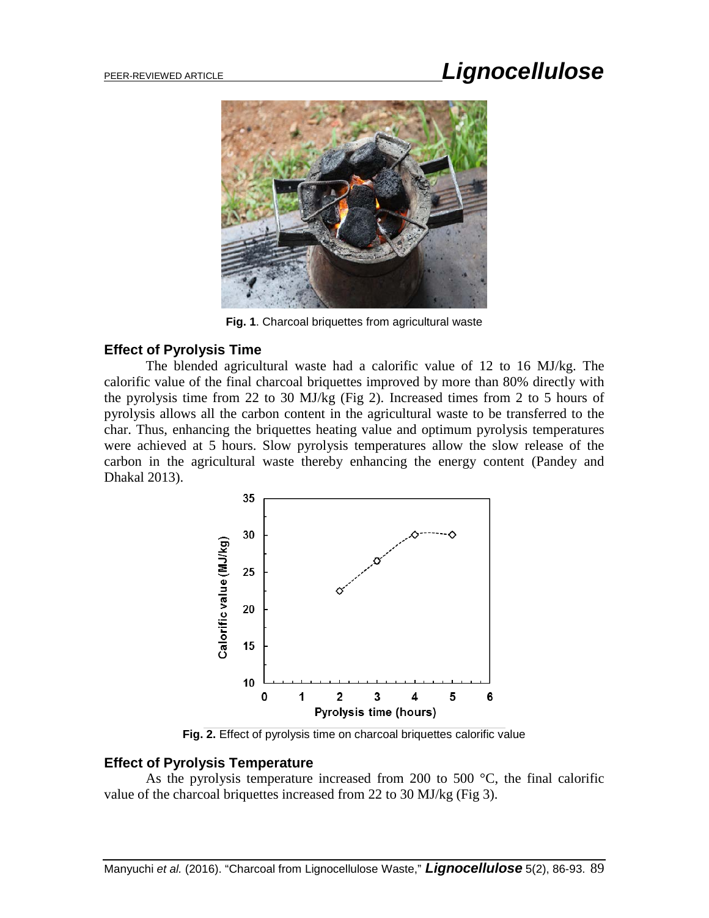Fig. 1. Charcoal briquettes from agricultural waste

### Effect of Pyrolysis Time

The blended agricultural waste had a calorific value of 12 to 16 MJ/kg. The calorific value of the final charcoal briquettes improved by more than 80% directly with the pyrolysis time from 22 to 30 MJ/kg (Fig 2). Increased times from 2 to 5 hours of pyrolysis allows all the carbon content in the agricultural waste to be transferred to the char. Thus, enhancing the briquettes heating value and optimum pyrolysis temperatures were achieved at 5 hours. Slow pyrolysis temperatures allow the slow release of the carbon in the agricultural waste thereby enhancing the energy content (Pandey and Dhakal 2013).

**Fig. 2.** Effect of pyrolysis time on charcoal briquettes calorific value

### Effect of Pyrolysis Temperature

As the pyrolysis temperature increased from 200 to 500 °C, the final calorific value of the charcoal briquettes increased from 22 to 30 MJ/kg (Fig 3).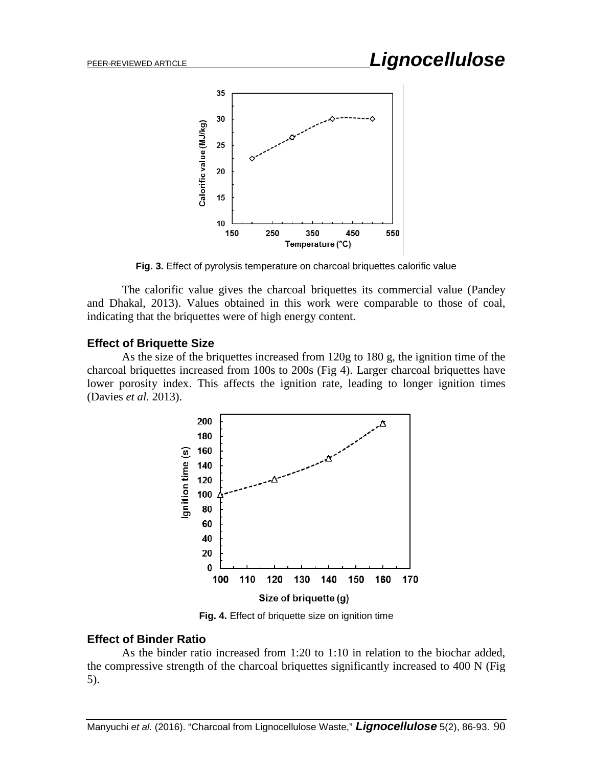**Fig. 3.** Effect of pyrolysis temperature on charcoal briquettes calorific value

The calorific value gives the charcoal briquettes its commercial value (Pandey and Dhakal, 2013). Values obtained in this work were comparable to those of coal, indicating that the briquettes were of high energy content.

### Effect of Briquette Size

As the size of the briquettes increased from 120g to 180 g, the ignition time of the charcoal briquettes increased from 100s to 200s (Fig 4). Larger charcoal briquettes have lower porosity index. This affects the ignition rate, leading to longer ignition times (Davies *et al.* 2013).

**Fig. 4.** Effect of briquette size on ignition time

### Effect of Binder Ratio

As the binder ratio increased from 1:20 to 1:10 in relation to the biochar added, the compressive strength of the charcoal briquettes significantly increased to 400 N (Fig 5).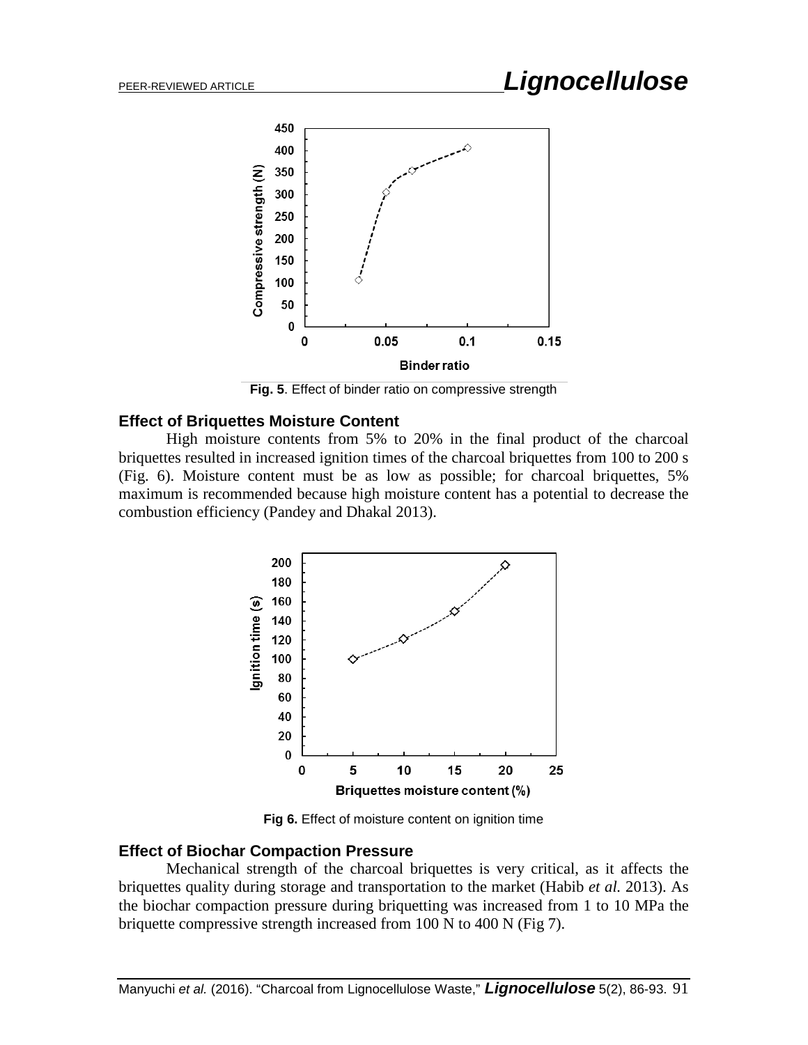**Fig. 5**. Effect of binder ratio on compressive strength

## Effect of Briquettes Moisture Content

High moisture contents from 5% to 20% in the final product of the charcoal briquettes resulted in increased ignition times of the charcoal briquettes from 100 to 200 s (Fig. 6). Moisture content must be as low as possible; for charcoal briquettes, 5% maximum is recommended because high moisture content has a potential to decrease the combustion efficiency (Pandey and Dhakal 2013).

**Fig 6.** Effect of moisture content on ignition time

## Effect of Biochar Compaction Pressure

Mechanical strength of the charcoal briquettes is very critical, as it affects the briquettes quality during storage and transportation to the market (Habib *et al.* 2013). As the biochar compaction pressure during briquetting was increased from 1 to 10 MPa the briquette compressive strength increased from 100 N to 400 N (Fig 7).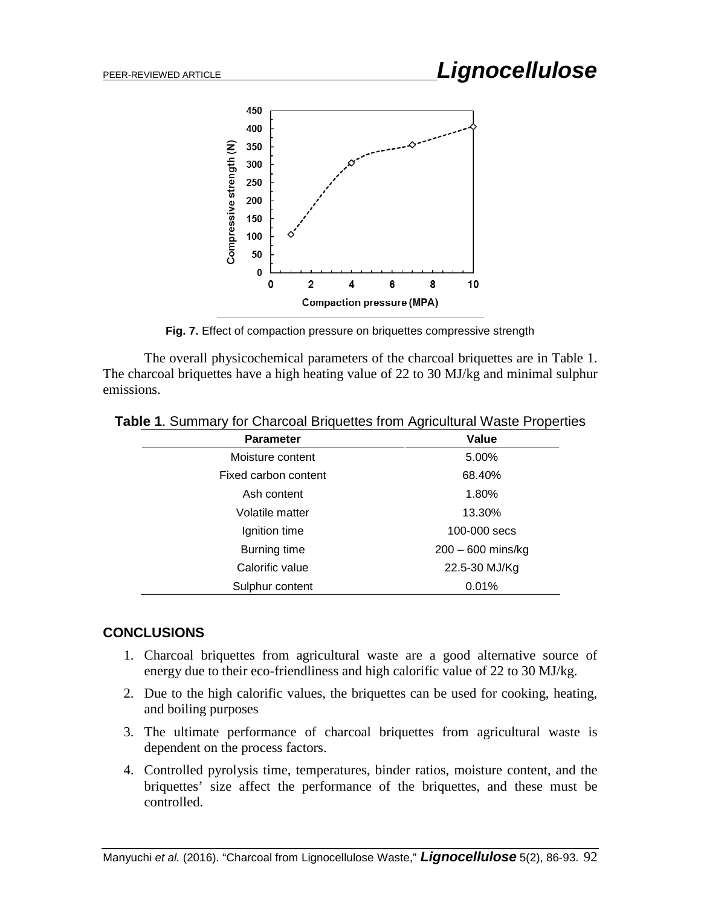Fig. 7. Effect of compaction pressure on briquettes compressive strength

The overall physicochemical parameters of the charcoal briquettes are in Table 1. The charcoal briquettes have a high heating value of 22 to 30 MJ/kg and minimal sulphur emissions.

**Table 1**. Summary for Charcoal Briquettes from Agricultural Waste Properties

| Parameter | Value |
|---|---|
| Moisture content | 5.00% |
| Fixed carbon content | 68.40% |
| Ash content | 1.80% |
| Volatile matter | 13.30% |
| Ignition time | 100-000 secs |
| Burning time | 200 – 600 mins/kg |
| Calorific value | 22.5-30 MJ/Kg |
| Sulphur content | 0.01% |

## CONCLUSIONS

1. Charcoal briquettes from agricultural waste are a good alternative source of energy due to their eco-friendliness and high calorific value of 22 to 30 MJ/kg.
2. Due to the high calorific values, the briquettes can be used for cooking, heating, and boiling purposes
3. The ultimate performance of charcoal briquettes from agricultural waste is dependent on the process factors.
4. Controlled pyrolysis time, temperatures, binder ratios, moisture content, and the briquettes' size affect the performance of the briquettes, and these must be controlled.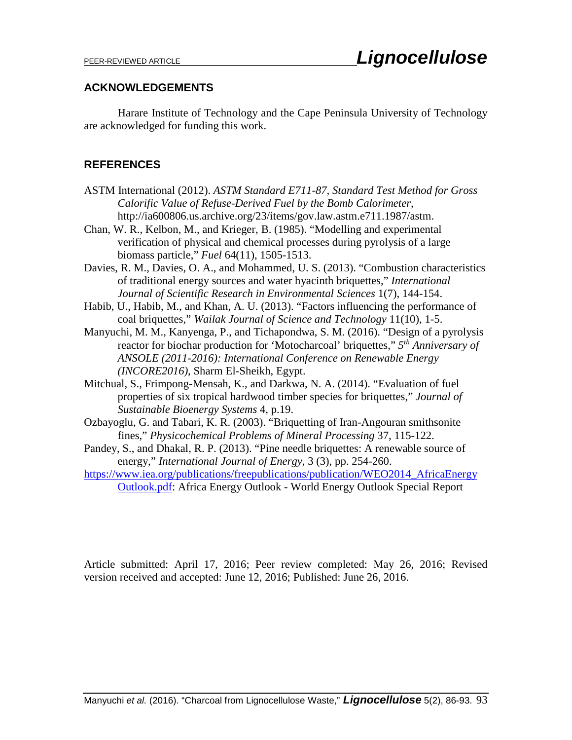## ACKNOWLEDGEMENTS

Harare Institute of Technology and the Cape Peninsula University of Technology are acknowledged for funding this work.

## REFERENCES

ASTM International (2012). *ASTM Standard E711-87, Standard Test Method for Gross Calorific Value of Refuse-Derived Fuel by the Bomb Calorimeter*, http://ia600806.us.archive.org/23/items/gov.law.astm.e711.1987/astm.

Chan, W. R., Kelbon, M., and Krieger, B. (1985). "Modelling and experimental verification of physical and chemical processes during pyrolysis of a large biomass particle," *Fuel* 64(11), 1505-1513.

Davies, R. M., Davies, O. A., and Mohammed, U. S. (2013). "Combustion characteristics of traditional energy sources and water hyacinth briquettes," *International Journal of Scientific Research in Environmental Sciences* 1(7), 144-154.

Habib, U., Habib, M., and Khan, A. U. (2013). "Factors influencing the performance of coal briquettes," *Wailak Journal of Science and Technology* 11(10), 1-5.

Manyuchi, M. M., Kanyenga, P., and Tichapondwa, S. M. (2016). "Design of a pyrolysis reactor for biochar production for 'Motocharcoal' briquettes," *5th Anniversary of ANSOLE (2011-2016): International Conference on Renewable Energy (INCORE2016)*, Sharm El-Sheikh, Egypt.

Mitchual, S., Frimpong-Mensah, K., and Darkwa, N. A. (2014). "Evaluation of fuel properties of six tropical hardwood timber species for briquettes," *Journal of Sustainable Bioenergy Systems* 4, p.19.

Ozbayoglu, G. and Tabari, K. R. (2003). "Briquetting of Iran-Angouran smithsonite fines," *Physicochemical Problems of Mineral Processing* 37, 115-122.

Pandey, S., and Dhakal, R. P. (2013). "Pine needle briquettes: A renewable source of energy," *International Journal of Energy*, 3 (3), pp. 254-260.

https://www.iea.org/publications/freepublications/publication/WEO2014_AfricaEnergyOutlook.pdf: Africa Energy Outlook - World Energy Outlook Special Report

Article submitted: April 17, 2016; Peer review completed: May 26, 2016; Revised version received and accepted: June 12, 2016; Published: June 26, 2016.